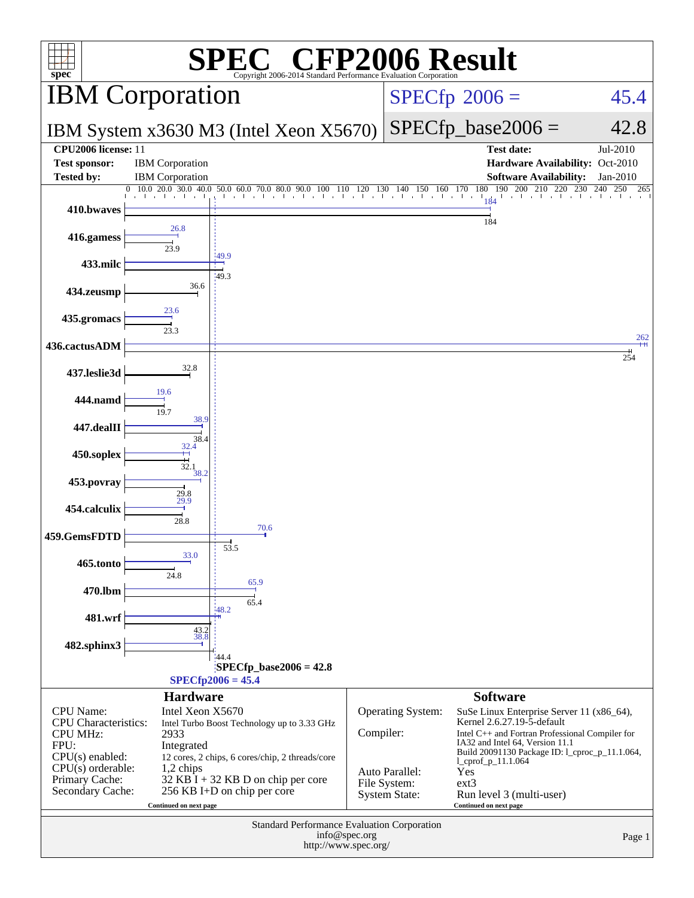# SPEC CFP2006 Result

Copyright 2006-2014 Standard Performance Evaluation Corporation

## IBM Corporation

**IBM System x3630 M3 (Intel Xeon X5670)**

SPECfp 2006 = 45.4

SPECfp_base2006 = 42.8

| | | | |
|---|---|---|---|
| **CPU2006 license:** | 11 | **Test date:** | Jul-2010 |
| **Test sponsor:** | IBM Corporation | **Hardware Availability:** | Oct-2010 |
| **Tested by:** | IBM Corporation | **Software Availability:** | Jan-2010 |

| Benchmark | Peak | Base |
|---|---|---|
| 410.bwaves | 184 | 184 |
| 416.gamess | 26.8 | 23.9 |
| 433.milc | 49.9 | 49.3 |
| 434.zeusmp | | 36.6 |
| 435.gromacs | 23.6 | 23.3 |
| 436.cactusADM | 262 | 254 |
| 437.leslie3d | | 32.8 |
| 444.namd | 19.6 | 19.7 |
| 447.dealII | 38.9 | 38.4 |
| 450.soplex | 32.4 | 32.1 |
| 453.povray | 38.2 | 29.8 |
| 454.calculix | 29.9 | 28.8 |
| 459.GemsFDTD | 70.6 | 53.5 |
| 465.tonto | 33.0 | 24.8 |
| 470.lbm | 65.9 | 65.4 |
| 481.wrf | 48.2 | 43.2 |
| 482.sphinx3 | 38.8 | 44.4 |

SPECfp_base2006 = 42.8

SPECfp2006 = 45.4

## Hardware

| | |
|---|---|
| CPU Name: | Intel Xeon X5670 |
| CPU Characteristics: | Intel Turbo Boost Technology up to 3.33 GHz |
| CPU MHz: | 2933 |
| FPU: | Integrated |
| CPU(s) enabled: | 12 cores, 2 chips, 6 cores/chip, 2 threads/core |
| CPU(s) orderable: | 1,2 chips |
| Primary Cache: | 32 KB I + 32 KB D on chip per core |
| Secondary Cache: | 256 KB I+D on chip per core |

Continued on next page

## Software

| | |
|---|---|
| Operating System: | SuSe Linux Enterprise Server 11 (x86_64), Kernel 2.6.27.19-5-default |
| Compiler: | Intel C++ and Fortran Professional Compiler for IA32 and Intel 64, Version 11.1 Build 20091130 Package ID: l_cprof_p_11.1.064, l_cprof_p_11.1.064 |
| Auto Parallel: | Yes |
| File System: | ext3 |
| System State: | Run level 3 (multi-user) |

Continued on next page

Standard Performance Evaluation Corporation
info@spec.org
http://www.spec.org/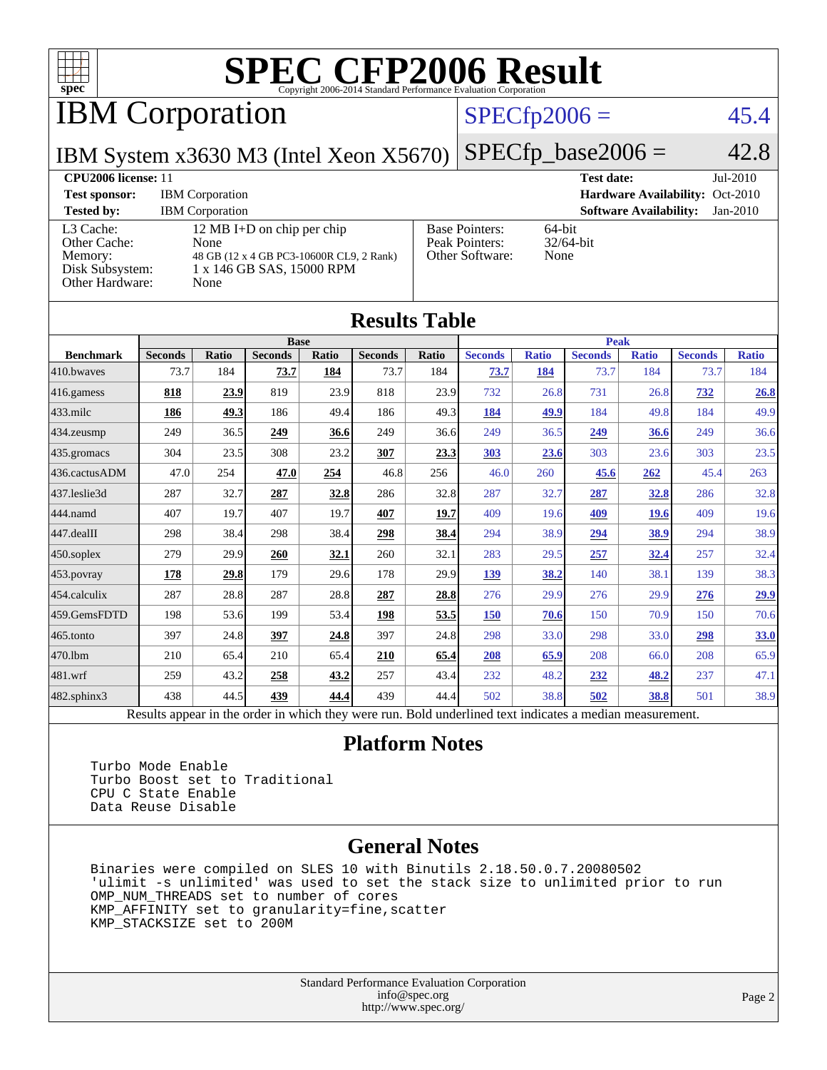# SPEC CFP2006 Result

Copyright 2006-2014 Standard Performance Evaluation Corporation

## IBM Corporation

IBM System x3630 M3 (Intel Xeon X5670)

SPECfp2006 = 45.4

SPECfp_base2006 = 42.8

| | | | |
|---|---|---|---|
| **CPU2006 license:** 11 | | **Test date:** | Jul-2010 |
| **Test sponsor:** | IBM Corporation | **Hardware Availability:** | Oct-2010 |
| **Tested by:** | IBM Corporation | **Software Availability:** | Jan-2010 |

| | |
|---|---|
| L3 Cache: | 12 MB I+D on chip per chip |
| Other Cache: | None |
| Memory: | 48 GB (12 x 4 GB PC3-10600R CL9, 2 Rank) |
| Disk Subsystem: | 1 x 146 GB SAS, 15000 RPM |
| Other Hardware: | None |

| | |
|---|---|
| Base Pointers: | 64-bit |
| Peak Pointers: | 32/64-bit |
| Other Software: | None |

## Results Table

| | Base | | | | | | Peak | | | | | |
|---|---|---|---|---|---|---|---|---|---|---|---|---|
| **Benchmark** | **Seconds** | **Ratio** | **Seconds** | **Ratio** | **Seconds** | **Ratio** | **Seconds** | **Ratio** | **Seconds** | **Ratio** | **Seconds** | **Ratio** |
| 410.bwaves | 73.7 | 184 | **73.7** | **184** | 73.7 | 184 | **73.7** | **184** | 73.7 | 184 | 73.7 | 184 |
| 416.gamess | **818** | **23.9** | 819 | 23.9 | 818 | 23.9 | 732 | 26.8 | 731 | 26.8 | **732** | **26.8** |
| 433.milc | **186** | **49.3** | 186 | 49.4 | 186 | 49.3 | **184** | **49.9** | 184 | 49.8 | 184 | 49.9 |
| 434.zeusmp | 249 | 36.5 | **249** | **36.6** | 249 | 36.6 | 249 | 36.5 | **249** | **36.6** | 249 | 36.6 |
| 435.gromacs | 304 | 23.5 | 308 | 23.2 | **307** | **23.3** | **303** | **23.6** | 303 | 23.6 | 303 | 23.5 |
| 436.cactusADM | 47.0 | 254 | **47.0** | **254** | 46.8 | 256 | 46.0 | 260 | **45.6** | **262** | 45.4 | 263 |
| 437.leslie3d | 287 | 32.7 | **287** | **32.8** | 286 | 32.8 | 287 | 32.7 | **287** | **32.8** | 286 | 32.8 |
| 444.namd | 407 | 19.7 | 407 | 19.7 | **407** | **19.7** | 409 | 19.6 | **409** | **19.6** | 409 | 19.6 |
| 447.dealII | 298 | 38.4 | 298 | 38.4 | **298** | **38.4** | 294 | 38.9 | **294** | **38.9** | 294 | 38.9 |
| 450.soplex | 279 | 29.9 | **260** | **32.1** | 260 | 32.1 | 283 | 29.5 | **257** | **32.4** | 257 | 32.4 |
| 453.povray | **178** | **29.8** | 179 | 29.6 | 178 | 29.9 | **139** | **38.2** | 140 | 38.1 | 139 | 38.3 |
| 454.calculix | 287 | 28.8 | 287 | 28.8 | **287** | **28.8** | 276 | 29.9 | 276 | 29.9 | **276** | **29.9** |
| 459.GemsFDTD | 198 | 53.6 | 199 | 53.4 | **198** | **53.5** | **150** | **70.6** | 150 | 70.9 | 150 | 70.6 |
| 465.tonto | 397 | 24.8 | **397** | **24.8** | 397 | 24.8 | 298 | 33.0 | 298 | 33.0 | **298** | **33.0** |
| 470.lbm | 210 | 65.4 | 210 | 65.4 | **210** | **65.4** | **208** | **65.9** | 208 | 66.0 | 208 | 65.9 |
| 481.wrf | 259 | 43.2 | **258** | **43.2** | 257 | 43.4 | 232 | 48.2 | **232** | **48.2** | 237 | 47.1 |
| 482.sphinx3 | 438 | 44.5 | **439** | **44.4** | 439 | 44.4 | 502 | 38.8 | **502** | **38.8** | 501 | 38.9 |

Results appear in the order in which they were run. Bold underlined text indicates a median measurement.

## Platform Notes

```
Turbo Mode Enable
Turbo Boost set to Traditional
CPU C State Enable
Data Reuse Disable
```

## General Notes

```
Binaries were compiled on SLES 10 with Binutils 2.18.50.0.7.20080502
'ulimit -s unlimited' was used to set the stack size to unlimited prior to run
OMP_NUM_THREADS set to number of cores
KMP_AFFINITY set to granularity=fine,scatter
KMP_STACKSIZE set to 200M
```

Standard Performance Evaluation Corporation
info@spec.org
http://www.spec.org/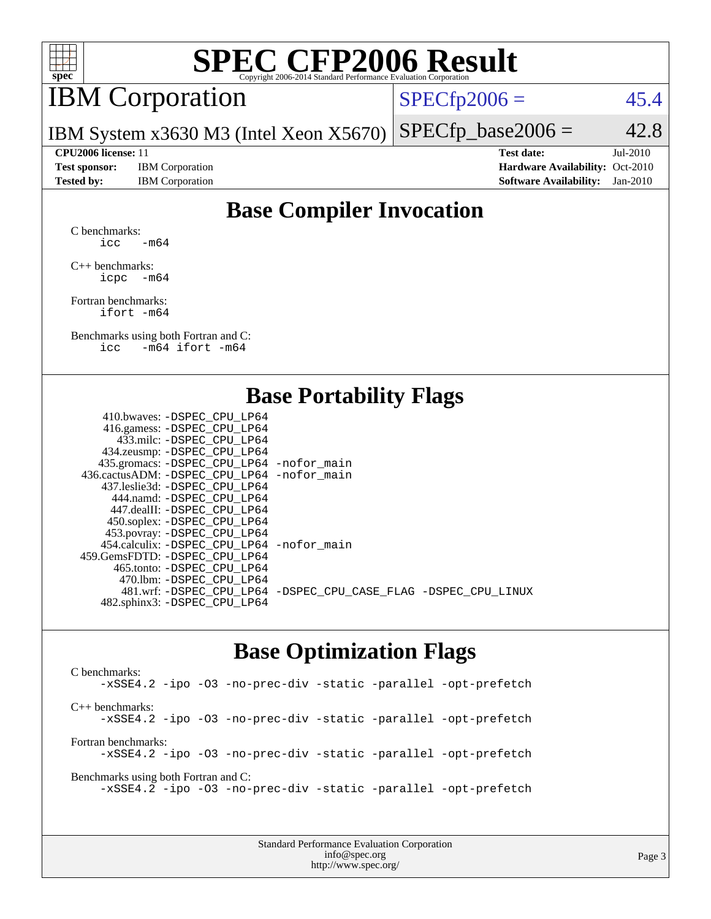# SPEC CFP2006 Result

Copyright 2006-2014 Standard Performance Evaluation Corporation

## IBM Corporation

IBM System x3630 M3 (Intel Xeon X5670)

SPECfp2006 = 45.4

SPECfp_base2006 = 42.8

| | | | |
|---|---|---|---|
| **CPU2006 license:** 11 | | **Test date:** | Jul-2010 |
| **Test sponsor:** | IBM Corporation | **Hardware Availability:** | Oct-2010 |
| **Tested by:** | IBM Corporation | **Software Availability:** | Jan-2010 |

## Base Compiler Invocation

C benchmarks:
```
icc   -m64
```

C++ benchmarks:
```
icpc  -m64
```

Fortran benchmarks:
```
ifort -m64
```

Benchmarks using both Fortran and C:
```
icc   -m64 ifort -m64
```

## Base Portability Flags

| | |
|---|---|
| 410.bwaves: | -DSPEC_CPU_LP64 |
| 416.gamess: | -DSPEC_CPU_LP64 |
| 433.milc: | -DSPEC_CPU_LP64 |
| 434.zeusmp: | -DSPEC_CPU_LP64 |
| 435.gromacs: | -DSPEC_CPU_LP64 -nofor_main |
| 436.cactusADM: | -DSPEC_CPU_LP64 -nofor_main |
| 437.leslie3d: | -DSPEC_CPU_LP64 |
| 444.namd: | -DSPEC_CPU_LP64 |
| 447.dealII: | -DSPEC_CPU_LP64 |
| 450.soplex: | -DSPEC_CPU_LP64 |
| 453.povray: | -DSPEC_CPU_LP64 |
| 454.calculix: | -DSPEC_CPU_LP64 -nofor_main |
| 459.GemsFDTD: | -DSPEC_CPU_LP64 |
| 465.tonto: | -DSPEC_CPU_LP64 |
| 470.lbm: | -DSPEC_CPU_LP64 |
| 481.wrf: | -DSPEC_CPU_LP64 -DSPEC_CPU_CASE_FLAG -DSPEC_CPU_LINUX |
| 482.sphinx3: | -DSPEC_CPU_LP64 |

## Base Optimization Flags

C benchmarks:
```
-xSSE4.2 -ipo -O3 -no-prec-div -static -parallel -opt-prefetch
```

C++ benchmarks:
```
-xSSE4.2 -ipo -O3 -no-prec-div -static -parallel -opt-prefetch
```

Fortran benchmarks:
```
-xSSE4.2 -ipo -O3 -no-prec-div -static -parallel -opt-prefetch
```

Benchmarks using both Fortran and C:
```
-xSSE4.2 -ipo -O3 -no-prec-div -static -parallel -opt-prefetch
```

Standard Performance Evaluation Corporation
info@spec.org
http://www.spec.org/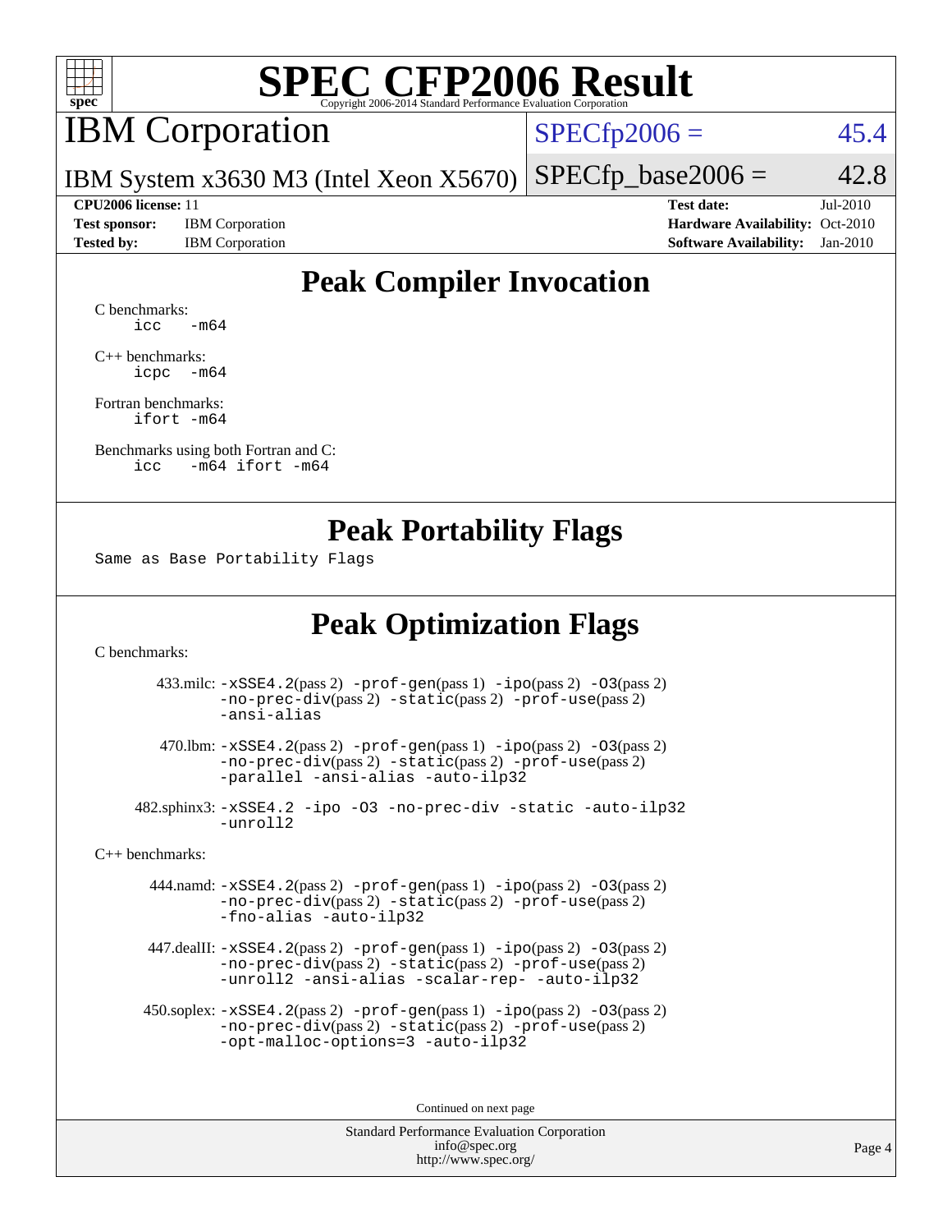# SPEC CFP2006 Result

Copyright 2006-2014 Standard Performance Evaluation Corporation

## IBM Corporation

IBM System x3630 M3 (Intel Xeon X5670)

SPECfp2006 = 45.4

SPECfp_base2006 = 42.8

**CPU2006 license:** 11
**Test sponsor:** IBM Corporation
**Tested by:** IBM Corporation

**Test date:** Jul-2010
**Hardware Availability:** Oct-2010
**Software Availability:** Jan-2010

## Peak Compiler Invocation

C benchmarks:
```
icc   -m64
```

C++ benchmarks:
```
icpc  -m64
```

Fortran benchmarks:
```
ifort -m64
```

Benchmarks using both Fortran and C:
```
icc   -m64 ifort -m64
```

## Peak Portability Flags

Same as Base Portability Flags

## Peak Optimization Flags

C benchmarks:

433.milc: -xSSE4.2(pass 2) -prof-gen(pass 1) -ipo(pass 2) -O3(pass 2) -no-prec-div(pass 2) -static(pass 2) -prof-use(pass 2) -ansi-alias

470.lbm: -xSSE4.2(pass 2) -prof-gen(pass 1) -ipo(pass 2) -O3(pass 2) -no-prec-div(pass 2) -static(pass 2) -prof-use(pass 2) -parallel -ansi-alias -auto-ilp32

482.sphinx3: -xSSE4.2 -ipo -O3 -no-prec-div -static -auto-ilp32 -unroll2

C++ benchmarks:

444.namd: -xSSE4.2(pass 2) -prof-gen(pass 1) -ipo(pass 2) -O3(pass 2) -no-prec-div(pass 2) -static(pass 2) -prof-use(pass 2) -fno-alias -auto-ilp32

447.dealII: -xSSE4.2(pass 2) -prof-gen(pass 1) -ipo(pass 2) -O3(pass 2) -no-prec-div(pass 2) -static(pass 2) -prof-use(pass 2) -unroll2 -ansi-alias -scalar-rep- -auto-ilp32

450.soplex: -xSSE4.2(pass 2) -prof-gen(pass 1) -ipo(pass 2) -O3(pass 2) -no-prec-div(pass 2) -static(pass 2) -prof-use(pass 2) -opt-malloc-options=3 -auto-ilp32

Continued on next page

Standard Performance Evaluation Corporation
info@spec.org
http://www.spec.org/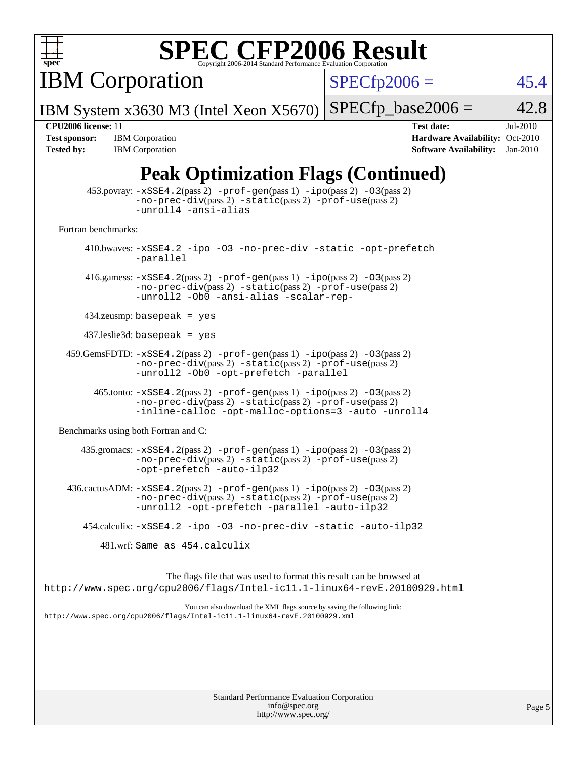# SPEC CFP2006 Result

Copyright 2006-2014 Standard Performance Evaluation Corporation

**IBM Corporation**

IBM System x3630 M3 (Intel Xeon X5670)

SPECfp2006 = 45.4

SPECfp_base2006 = 42.8

| | | | |
|---|---|---|---|
| **CPU2006 license:** 11 | | **Test date:** | Jul-2010 |
| **Test sponsor:** | IBM Corporation | **Hardware Availability:** | Oct-2010 |
| **Tested by:** | IBM Corporation | **Software Availability:** | Jan-2010 |

## Peak Optimization Flags (Continued)

453.povray: `-xSSE4.2`(pass 2) `-prof-gen`(pass 1) `-ipo`(pass 2) `-O3`(pass 2) `-no-prec-div`(pass 2) `-static`(pass 2) `-prof-use`(pass 2) `-unroll4 -ansi-alias`

Fortran benchmarks:

410.bwaves: `-xSSE4.2 -ipo -O3 -no-prec-div -static -opt-prefetch -parallel`

416.gamess: `-xSSE4.2`(pass 2) `-prof-gen`(pass 1) `-ipo`(pass 2) `-O3`(pass 2) `-no-prec-div`(pass 2) `-static`(pass 2) `-prof-use`(pass 2) `-unroll2 -Ob0 -ansi-alias -scalar-rep-`

434.zeusmp: `basepeak = yes`

437.leslie3d: `basepeak = yes`

459.GemsFDTD: `-xSSE4.2`(pass 2) `-prof-gen`(pass 1) `-ipo`(pass 2) `-O3`(pass 2) `-no-prec-div`(pass 2) `-static`(pass 2) `-prof-use`(pass 2) `-unroll2 -Ob0 -opt-prefetch -parallel`

465.tonto: `-xSSE4.2`(pass 2) `-prof-gen`(pass 1) `-ipo`(pass 2) `-O3`(pass 2) `-no-prec-div`(pass 2) `-static`(pass 2) `-prof-use`(pass 2) `-inline-calloc -opt-malloc-options=3 -auto -unroll4`

Benchmarks using both Fortran and C:

435.gromacs: `-xSSE4.2`(pass 2) `-prof-gen`(pass 1) `-ipo`(pass 2) `-O3`(pass 2) `-no-prec-div`(pass 2) `-static`(pass 2) `-prof-use`(pass 2) `-opt-prefetch -auto-ilp32`

436.cactusADM: `-xSSE4.2`(pass 2) `-prof-gen`(pass 1) `-ipo`(pass 2) `-O3`(pass 2) `-no-prec-div`(pass 2) `-static`(pass 2) `-prof-use`(pass 2) `-unroll2 -opt-prefetch -parallel -auto-ilp32`

454.calculix: `-xSSE4.2 -ipo -O3 -no-prec-div -static -auto-ilp32`

481.wrf: `Same as 454.calculix`

The flags file that was used to format this result can be browsed at
http://www.spec.org/cpu2006/flags/Intel-ic11.1-linux64-revE.20100929.html

You can also download the XML flags source by saving the following link:
http://www.spec.org/cpu2006/flags/Intel-ic11.1-linux64-revE.20100929.xml

Standard Performance Evaluation Corporation
info@spec.org
http://www.spec.org/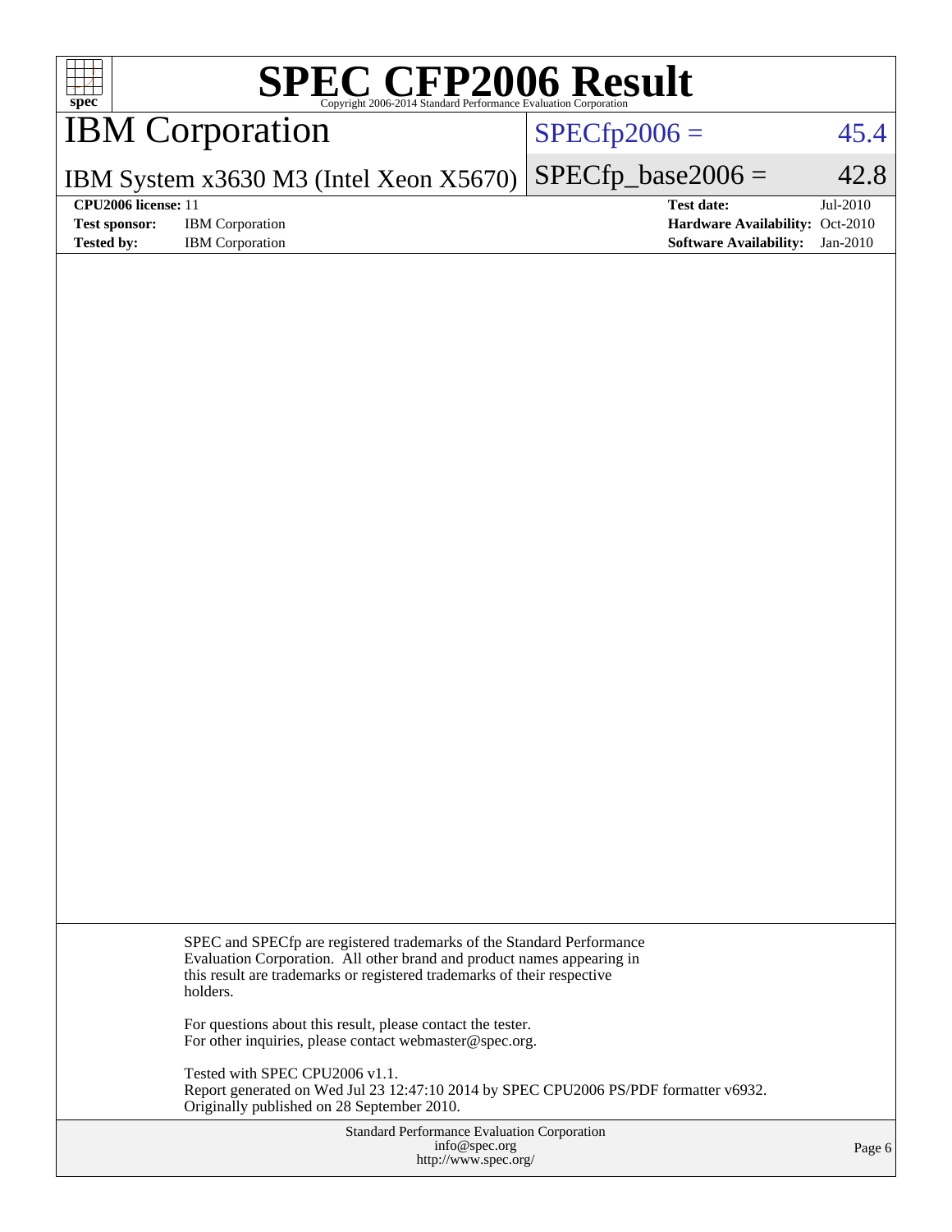# SPEC CFP2006 Result

Copyright 2006-2014 Standard Performance Evaluation Corporation

## IBM Corporation

IBM System x3630 M3 (Intel Xeon X5670)

SPECfp2006 = 45.4

SPECfp_base2006 = 42.8

| | | | |
|---|---|---|---|
| **CPU2006 license:** 11 | | **Test date:** | Jul-2010 |
| **Test sponsor:** | IBM Corporation | **Hardware Availability:** | Oct-2010 |
| **Tested by:** | IBM Corporation | **Software Availability:** | Jan-2010 |

SPEC and SPECfp are registered trademarks of the Standard Performance Evaluation Corporation. All other brand and product names appearing in this result are trademarks or registered trademarks of their respective holders.

For questions about this result, please contact the tester.
For other inquiries, please contact webmaster@spec.org.

Tested with SPEC CPU2006 v1.1.
Report generated on Wed Jul 23 12:47:10 2014 by SPEC CPU2006 PS/PDF formatter v6932.
Originally published on 28 September 2010.

Standard Performance Evaluation Corporation
info@spec.org
http://www.spec.org/